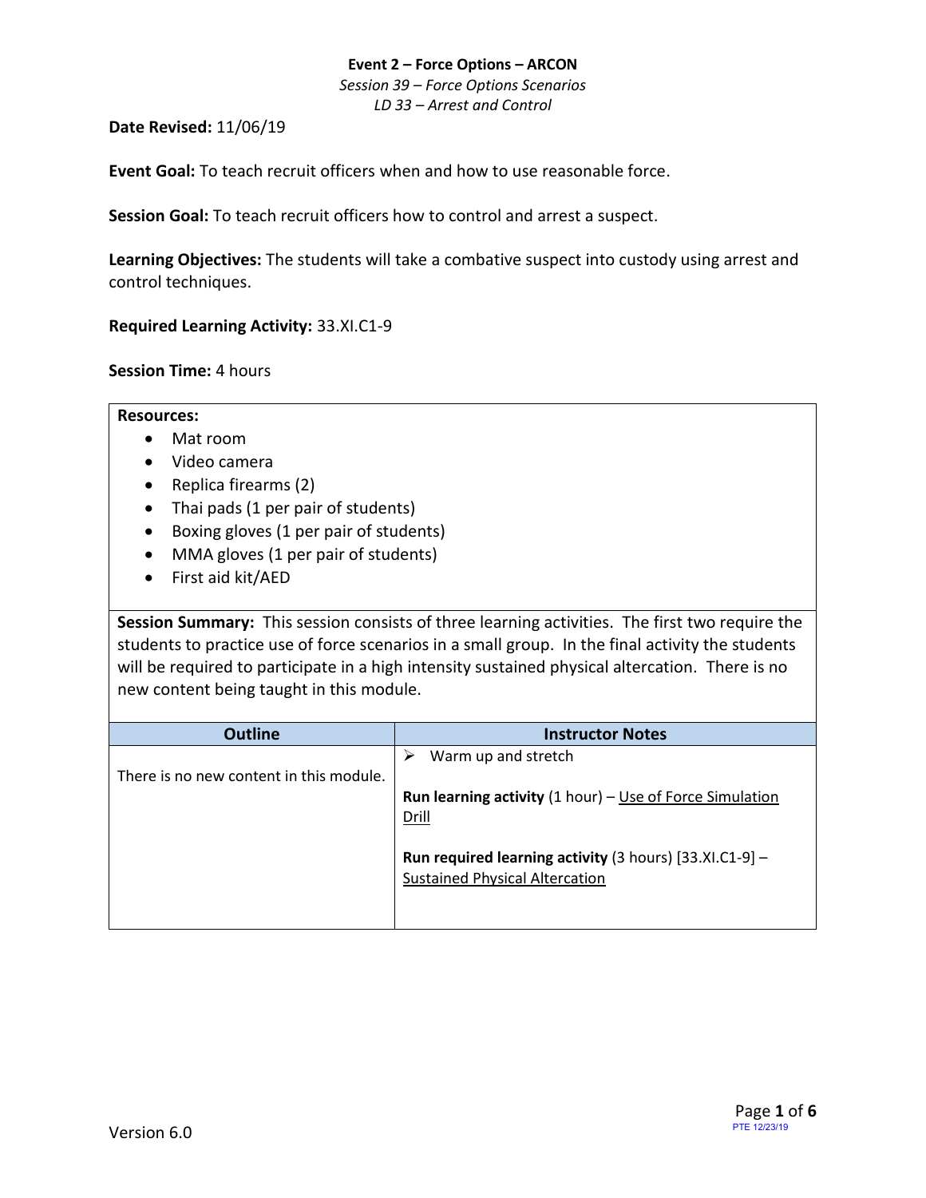**Event 2 – Force Options – ARCON**

*Session 39 – Force Options Scenarios*

*LD 33 – Arrest and Control*

**Date Revised:** 11/06/19

**Event Goal:** To teach recruit officers when and how to use reasonable force.

**Session Goal:** To teach recruit officers how to control and arrest a suspect.

**Learning Objectives:** The students will take a combative suspect into custody using arrest and control techniques.

**Required Learning Activity:** 33.XI.C1-9

**Session Time:** 4 hours

**Resources:**

- Mat room
- Video camera
- Replica firearms (2)
- Thai pads (1 per pair of students)
- Boxing gloves (1 per pair of students)
- MMA gloves (1 per pair of students)
- First aid kit/AED

**Session Summary:** This session consists of three learning activities. The first two require the students to practice use of force scenarios in a small group. In the final activity the students will be required to participate in a high intensity sustained physical altercation. There is no new content being taught in this module.

| Outline | Instructor Notes |
| --- | --- |
| There is no new content in this module. | ➢ Warm up and stretch<br><br>**Run learning activity** (1 hour) – Use of Force Simulation Drill<br><br>**Run required learning activity** (3 hours) [33.XI.C1-9] – Sustained Physical Altercation |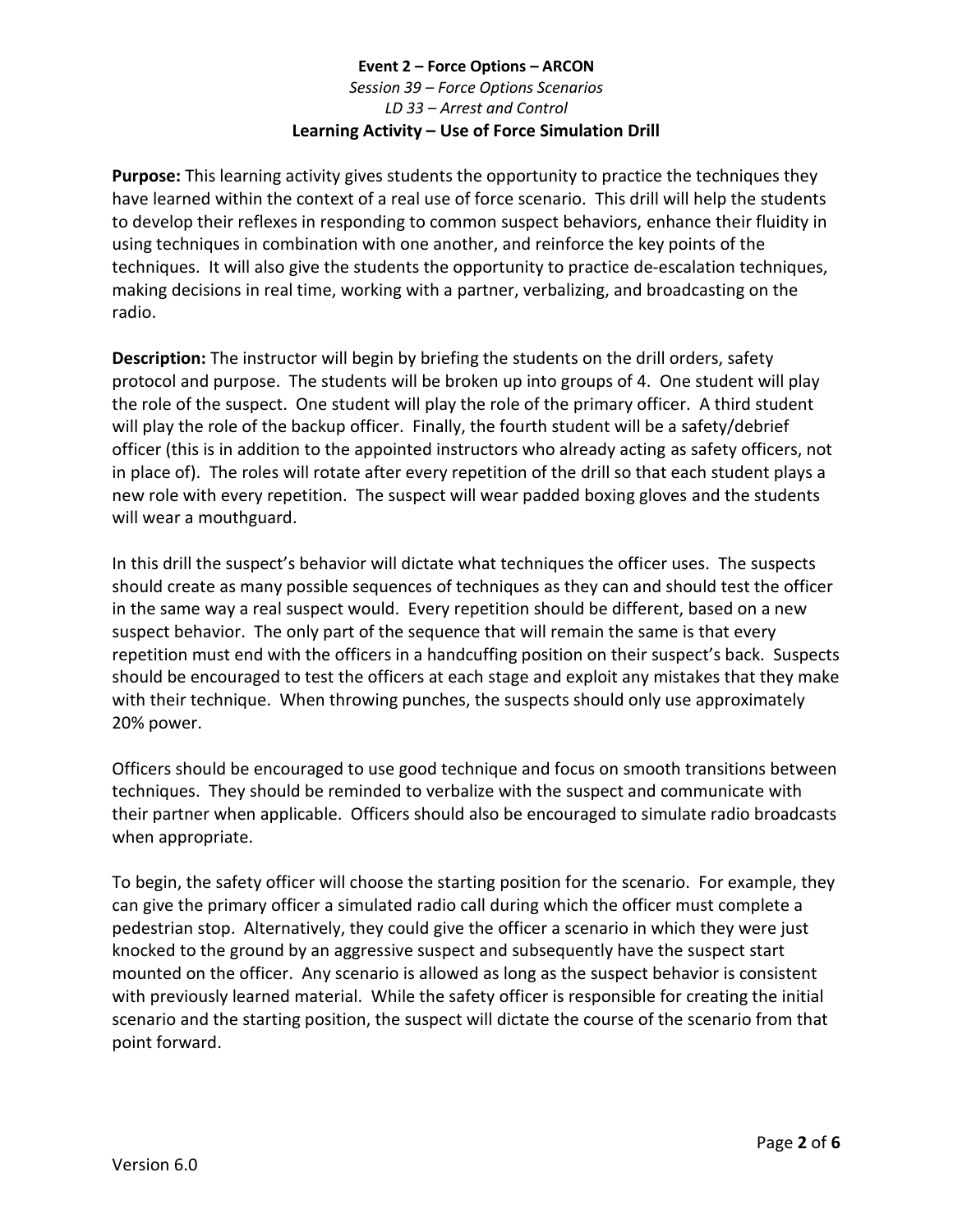**Event 2 – Force Options – ARCON**

*Session 39 – Force Options Scenarios*

*LD 33 – Arrest and Control*

**Learning Activity – Use of Force Simulation Drill**

**Purpose:** This learning activity gives students the opportunity to practice the techniques they have learned within the context of a real use of force scenario. This drill will help the students to develop their reflexes in responding to common suspect behaviors, enhance their fluidity in using techniques in combination with one another, and reinforce the key points of the techniques. It will also give the students the opportunity to practice de-escalation techniques, making decisions in real time, working with a partner, verbalizing, and broadcasting on the radio.

**Description:** The instructor will begin by briefing the students on the drill orders, safety protocol and purpose. The students will be broken up into groups of 4. One student will play the role of the suspect. One student will play the role of the primary officer. A third student will play the role of the backup officer. Finally, the fourth student will be a safety/debrief officer (this is in addition to the appointed instructors who already acting as safety officers, not in place of). The roles will rotate after every repetition of the drill so that each student plays a new role with every repetition. The suspect will wear padded boxing gloves and the students will wear a mouthguard.

In this drill the suspect's behavior will dictate what techniques the officer uses. The suspects should create as many possible sequences of techniques as they can and should test the officer in the same way a real suspect would. Every repetition should be different, based on a new suspect behavior. The only part of the sequence that will remain the same is that every repetition must end with the officers in a handcuffing position on their suspect's back. Suspects should be encouraged to test the officers at each stage and exploit any mistakes that they make with their technique. When throwing punches, the suspects should only use approximately 20% power.

Officers should be encouraged to use good technique and focus on smooth transitions between techniques. They should be reminded to verbalize with the suspect and communicate with their partner when applicable. Officers should also be encouraged to simulate radio broadcasts when appropriate.

To begin, the safety officer will choose the starting position for the scenario. For example, they can give the primary officer a simulated radio call during which the officer must complete a pedestrian stop. Alternatively, they could give the officer a scenario in which they were just knocked to the ground by an aggressive suspect and subsequently have the suspect start mounted on the officer. Any scenario is allowed as long as the suspect behavior is consistent with previously learned material. While the safety officer is responsible for creating the initial scenario and the starting position, the suspect will dictate the course of the scenario from that point forward.

Version 6.0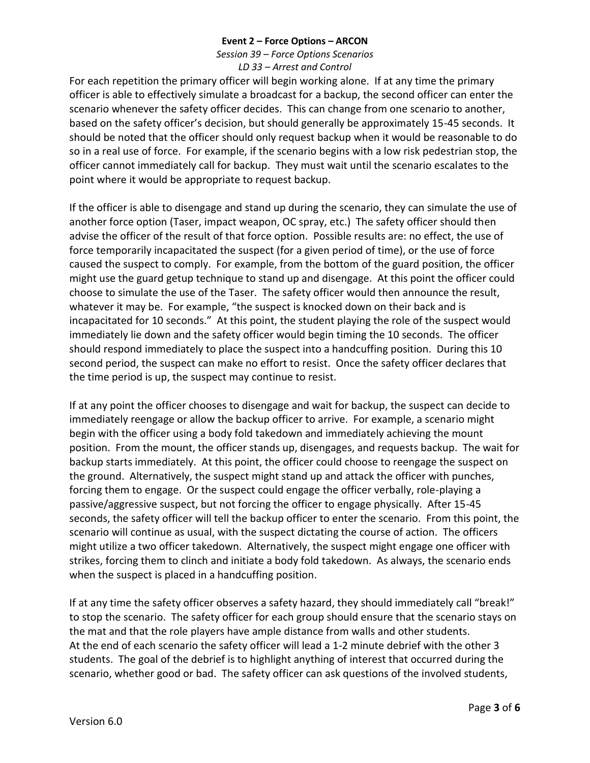For each repetition the primary officer will begin working alone. If at any time the primary officer is able to effectively simulate a broadcast for a backup, the second officer can enter the scenario whenever the safety officer decides. This can change from one scenario to another, based on the safety officer's decision, but should generally be approximately 15-45 seconds. It should be noted that the officer should only request backup when it would be reasonable to do so in a real use of force. For example, if the scenario begins with a low risk pedestrian stop, the officer cannot immediately call for backup. They must wait until the scenario escalates to the point where it would be appropriate to request backup.

If the officer is able to disengage and stand up during the scenario, they can simulate the use of another force option (Taser, impact weapon, OC spray, etc.) The safety officer should then advise the officer of the result of that force option. Possible results are: no effect, the use of force temporarily incapacitated the suspect (for a given period of time), or the use of force caused the suspect to comply. For example, from the bottom of the guard position, the officer might use the guard getup technique to stand up and disengage. At this point the officer could choose to simulate the use of the Taser. The safety officer would then announce the result, whatever it may be. For example, "the suspect is knocked down on their back and is incapacitated for 10 seconds." At this point, the student playing the role of the suspect would immediately lie down and the safety officer would begin timing the 10 seconds. The officer should respond immediately to place the suspect into a handcuffing position. During this 10 second period, the suspect can make no effort to resist. Once the safety officer declares that the time period is up, the suspect may continue to resist.

If at any point the officer chooses to disengage and wait for backup, the suspect can decide to immediately reengage or allow the backup officer to arrive. For example, a scenario might begin with the officer using a body fold takedown and immediately achieving the mount position. From the mount, the officer stands up, disengages, and requests backup. The wait for backup starts immediately. At this point, the officer could choose to reengage the suspect on the ground. Alternatively, the suspect might stand up and attack the officer with punches, forcing them to engage. Or the suspect could engage the officer verbally, role-playing a passive/aggressive suspect, but not forcing the officer to engage physically. After 15-45 seconds, the safety officer will tell the backup officer to enter the scenario. From this point, the scenario will continue as usual, with the suspect dictating the course of action. The officers might utilize a two officer takedown. Alternatively, the suspect might engage one officer with strikes, forcing them to clinch and initiate a body fold takedown. As always, the scenario ends when the suspect is placed in a handcuffing position.

If at any time the safety officer observes a safety hazard, they should immediately call "break!" to stop the scenario. The safety officer for each group should ensure that the scenario stays on the mat and that the role players have ample distance from walls and other students.
At the end of each scenario the safety officer will lead a 1-2 minute debrief with the other 3 students. The goal of the debrief is to highlight anything of interest that occurred during the scenario, whether good or bad. The safety officer can ask questions of the involved students,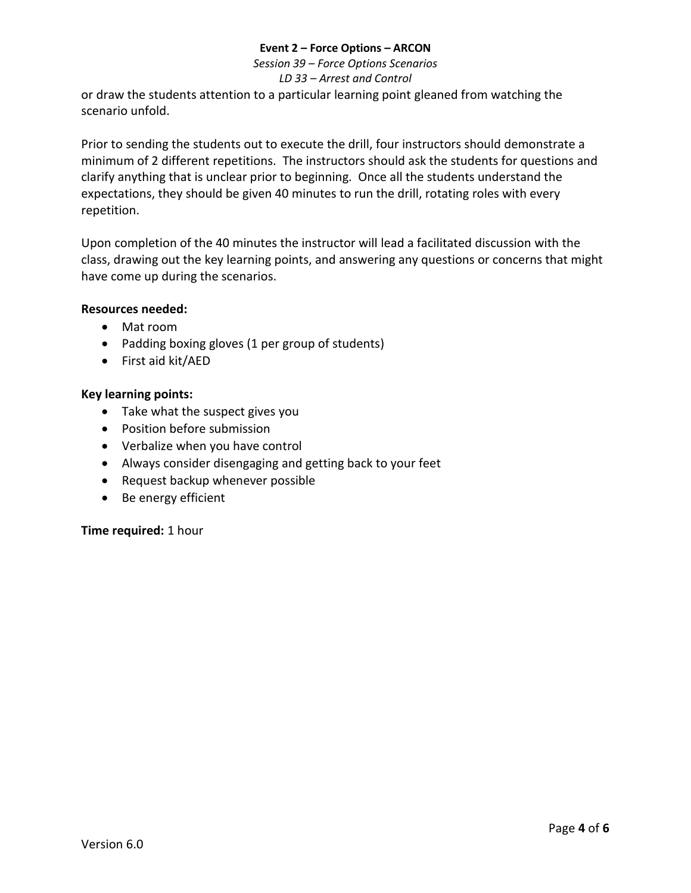or draw the students attention to a particular learning point gleaned from watching the scenario unfold.

Prior to sending the students out to execute the drill, four instructors should demonstrate a minimum of 2 different repetitions. The instructors should ask the students for questions and clarify anything that is unclear prior to beginning. Once all the students understand the expectations, they should be given 40 minutes to run the drill, rotating roles with every repetition.

Upon completion of the 40 minutes the instructor will lead a facilitated discussion with the class, drawing out the key learning points, and answering any questions or concerns that might have come up during the scenarios.

**Resources needed:**

- Mat room
- Padding boxing gloves (1 per group of students)
- First aid kit/AED

**Key learning points:**

- Take what the suspect gives you
- Position before submission
- Verbalize when you have control
- Always consider disengaging and getting back to your feet
- Request backup whenever possible
- Be energy efficient

**Time required:** 1 hour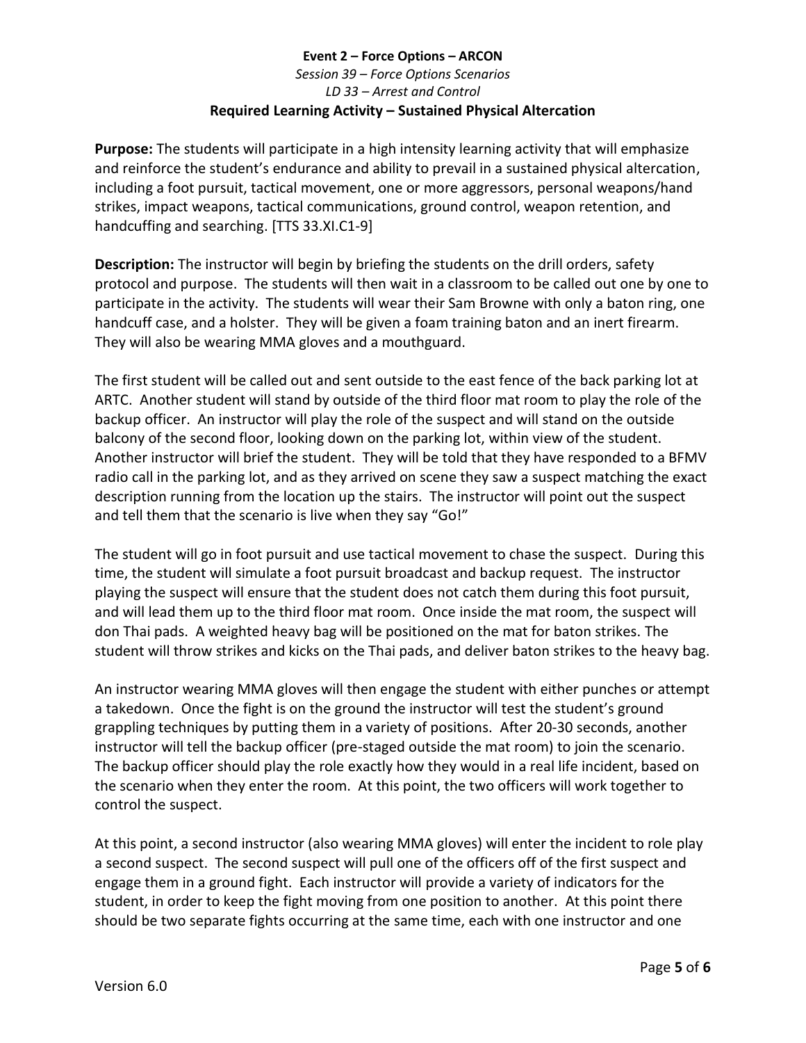**Event 2 – Force Options – ARCON**

*Session 39 – Force Options Scenarios*

*LD 33 – Arrest and Control*

**Required Learning Activity – Sustained Physical Altercation**

**Purpose:** The students will participate in a high intensity learning activity that will emphasize and reinforce the student's endurance and ability to prevail in a sustained physical altercation, including a foot pursuit, tactical movement, one or more aggressors, personal weapons/hand strikes, impact weapons, tactical communications, ground control, weapon retention, and handcuffing and searching. [TTS 33.XI.C1-9]

**Description:** The instructor will begin by briefing the students on the drill orders, safety protocol and purpose. The students will then wait in a classroom to be called out one by one to participate in the activity. The students will wear their Sam Browne with only a baton ring, one handcuff case, and a holster. They will be given a foam training baton and an inert firearm. They will also be wearing MMA gloves and a mouthguard.

The first student will be called out and sent outside to the east fence of the back parking lot at ARTC. Another student will stand by outside of the third floor mat room to play the role of the backup officer. An instructor will play the role of the suspect and will stand on the outside balcony of the second floor, looking down on the parking lot, within view of the student. Another instructor will brief the student. They will be told that they have responded to a BFMV radio call in the parking lot, and as they arrived on scene they saw a suspect matching the exact description running from the location up the stairs. The instructor will point out the suspect and tell them that the scenario is live when they say "Go!"

The student will go in foot pursuit and use tactical movement to chase the suspect. During this time, the student will simulate a foot pursuit broadcast and backup request. The instructor playing the suspect will ensure that the student does not catch them during this foot pursuit, and will lead them up to the third floor mat room. Once inside the mat room, the suspect will don Thai pads. A weighted heavy bag will be positioned on the mat for baton strikes. The student will throw strikes and kicks on the Thai pads, and deliver baton strikes to the heavy bag.

An instructor wearing MMA gloves will then engage the student with either punches or attempt a takedown. Once the fight is on the ground the instructor will test the student's ground grappling techniques by putting them in a variety of positions. After 20-30 seconds, another instructor will tell the backup officer (pre-staged outside the mat room) to join the scenario. The backup officer should play the role exactly how they would in a real life incident, based on the scenario when they enter the room. At this point, the two officers will work together to control the suspect.

At this point, a second instructor (also wearing MMA gloves) will enter the incident to role play a second suspect. The second suspect will pull one of the officers off of the first suspect and engage them in a ground fight. Each instructor will provide a variety of indicators for the student, in order to keep the fight moving from one position to another. At this point there should be two separate fights occurring at the same time, each with one instructor and one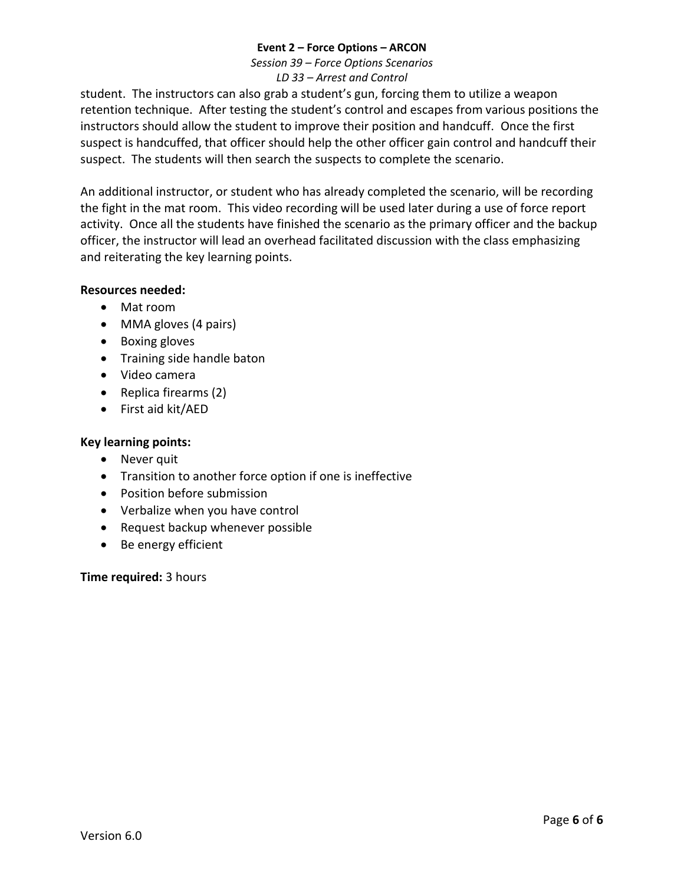student. The instructors can also grab a student's gun, forcing them to utilize a weapon retention technique. After testing the student's control and escapes from various positions the instructors should allow the student to improve their position and handcuff. Once the first suspect is handcuffed, that officer should help the other officer gain control and handcuff their suspect. The students will then search the suspects to complete the scenario.

An additional instructor, or student who has already completed the scenario, will be recording the fight in the mat room. This video recording will be used later during a use of force report activity. Once all the students have finished the scenario as the primary officer and the backup officer, the instructor will lead an overhead facilitated discussion with the class emphasizing and reiterating the key learning points.

**Resources needed:**

- Mat room
- MMA gloves (4 pairs)
- Boxing gloves
- Training side handle baton
- Video camera
- Replica firearms (2)
- First aid kit/AED

**Key learning points:**

- Never quit
- Transition to another force option if one is ineffective
- Position before submission
- Verbalize when you have control
- Request backup whenever possible
- Be energy efficient

**Time required:** 3 hours